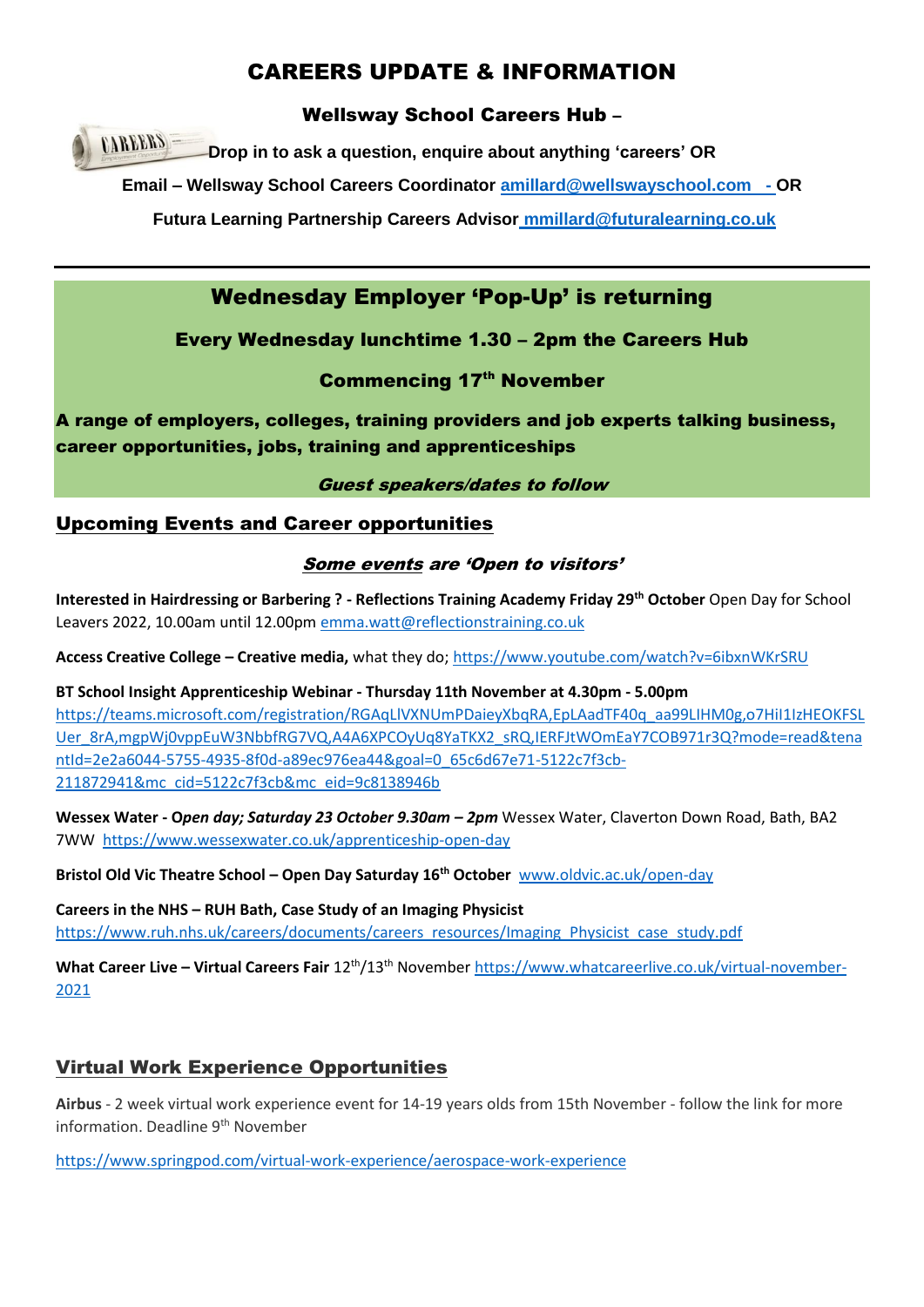# CAREERS UPDATE & INFORMATION

**Wellsway School Careers Hub –**

**Drop in to ask a question, enquire about anything 'careers' OR**

**Email – Wellsway School Careers Coordinator amillard@wellswayschool.com - OR**

**Futura Learning Partnership Careers Advisor mmillard@futuralearning.co.uk**

---

## Wednesday Employer 'Pop-Up' is returning

**Every Wednesday lunchtime 1.30 – 2pm the Careers Hub**

**Commencing 17th November**

**A range of employers, colleges, training providers and job experts talking business, career opportunities, jobs, training and apprenticeships**

***Guest speakers/dates to follow***

## Upcoming Events and Career opportunities

***Some events are 'Open to visitors'***

**Interested in Hairdressing or Barbering ? - Reflections Training Academy Friday 29th October** Open Day for School Leavers 2022, 10.00am until 12.00pm emma.watt@reflectionstraining.co.uk

**Access Creative College – Creative media,** what they do; https://www.youtube.com/watch?v=6ibxnWKrSRU

**BT School Insight Apprenticeship Webinar - Thursday 11th November at 4.30pm - 5.00pm**
https://teams.microsoft.com/registration/RGAqLlVXNUmPDaieyXbqRA,EpLAadTF40q_aa99LIHM0g,o7HiI1IzHEOKFSLUer_8rA,mgpWj0vppEuW3NbbfRG7VQ,A4A6XPCOyUq8YaTKX2_sRQ,IERFJtWOmEaY7COB971r3Q?mode=read&tenantId=2e2a6044-5755-4935-8f0d-a89ec976ea44&goal=0_65c6d67e71-5122c7f3cb-211872941&mc_cid=5122c7f3cb&mc_eid=9c8138946b

**Wessex Water - *Open day; Saturday 23 October 9.30am – 2pm*** Wessex Water, Claverton Down Road, Bath, BA2 7WW https://www.wessexwater.co.uk/apprenticeship-open-day

**Bristol Old Vic Theatre School – Open Day Saturday 16th October** www.oldvic.ac.uk/open-day

**Careers in the NHS – RUH Bath, Case Study of an Imaging Physicist**
https://www.ruh.nhs.uk/careers/documents/careers_resources/Imaging_Physicist_case_study.pdf

**What Career Live – Virtual Careers Fair** 12th/13th November https://www.whatcareerlive.co.uk/virtual-november-2021

## Virtual Work Experience Opportunities

**Airbus** - 2 week virtual work experience event for 14-19 years olds from 15th November - follow the link for more information. Deadline 9th November

https://www.springpod.com/virtual-work-experience/aerospace-work-experience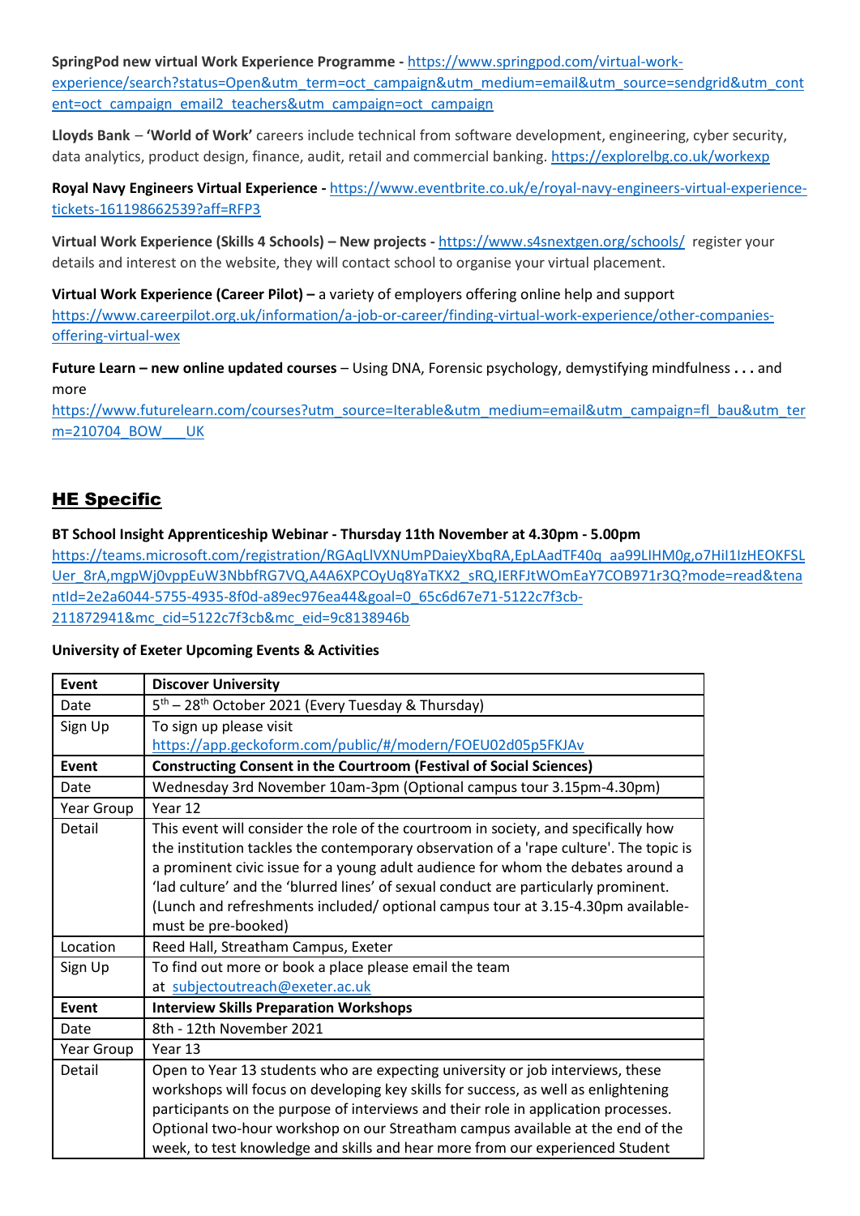**SpringPod new virtual Work Experience Programme -** https://www.springpod.com/virtual-work-experience/search?status=Open&utm_term=oct_campaign&utm_medium=email&utm_source=sendgrid&utm_content=oct_campaign_email2_teachers&utm_campaign=oct_campaign

**Lloyds Bank** – **'World of Work'** careers include technical from software development, engineering, cyber security, data analytics, product design, finance, audit, retail and commercial banking. https://explorelbg.co.uk/workexp

**Royal Navy Engineers Virtual Experience -** https://www.eventbrite.co.uk/e/royal-navy-engineers-virtual-experience-tickets-161198662539?aff=RFP3

**Virtual Work Experience (Skills 4 Schools) – New projects -** https://www.s4snextgen.org/schools/ register your details and interest on the website, they will contact school to organise your virtual placement.

**Virtual Work Experience (Career Pilot) –** a variety of employers offering online help and support https://www.careerpilot.org.uk/information/a-job-or-career/finding-virtual-work-experience/other-companies-offering-virtual-wex

**Future Learn – new online updated courses** – Using DNA, Forensic psychology, demystifying mindfulness **. . .** and more
https://www.futurelearn.com/courses?utm_source=Iterable&utm_medium=email&utm_campaign=fl_bau&utm_term=210704_BOW___UK

## HE Specific

**BT School Insight Apprenticeship Webinar - Thursday 11th November at 4.30pm - 5.00pm**
https://teams.microsoft.com/registration/RGAqLlVXNUmPDaieyXbqRA,EpLAadTF40q_aa99LIHM0g,o7HiI1IzHEOKFSLUer_8rA,mgpWj0vppEuW3NbbfRG7VQ,A4A6XPCOyUq8YaTKX2_sRQ,IERFJtWOmEaY7COB971r3Q?mode=read&tenantId=2e2a6044-5755-4935-8f0d-a89ec976ea44&goal=0_65c6d67e71-5122c7f3cb-211872941&mc_cid=5122c7f3cb&mc_eid=9c8138946b

**University of Exeter Upcoming Events & Activities**

| **Event** | **Discover University** |
|---|---|
| Date | 5th – 28th October 2021 (Every Tuesday & Thursday) |
| Sign Up | To sign up please visit https://app.geckoform.com/public/#/modern/FOEU02d05p5FKJAv |
| **Event** | **Constructing Consent in the Courtroom (Festival of Social Sciences)** |
| Date | Wednesday 3rd November 10am-3pm (Optional campus tour 3.15pm-4.30pm) |
| Year Group | Year 12 |
| Detail | This event will consider the role of the courtroom in society, and specifically how the institution tackles the contemporary observation of a 'rape culture'. The topic is a prominent civic issue for a young adult audience for whom the debates around a 'lad culture' and the 'blurred lines' of sexual conduct are particularly prominent. (Lunch and refreshments included/ optional campus tour at 3.15-4.30pm available- must be pre-booked) |
| Location | Reed Hall, Streatham Campus, Exeter |
| Sign Up | To find out more or book a place please email the team at subjectoutreach@exeter.ac.uk |
| **Event** | **Interview Skills Preparation Workshops** |
| Date | 8th - 12th November 2021 |
| Year Group | Year 13 |
| Detail | Open to Year 13 students who are expecting university or job interviews, these workshops will focus on developing key skills for success, as well as enlightening participants on the purpose of interviews and their role in application processes. Optional two-hour workshop on our Streatham campus available at the end of the week, to test knowledge and skills and hear more from our experienced Student |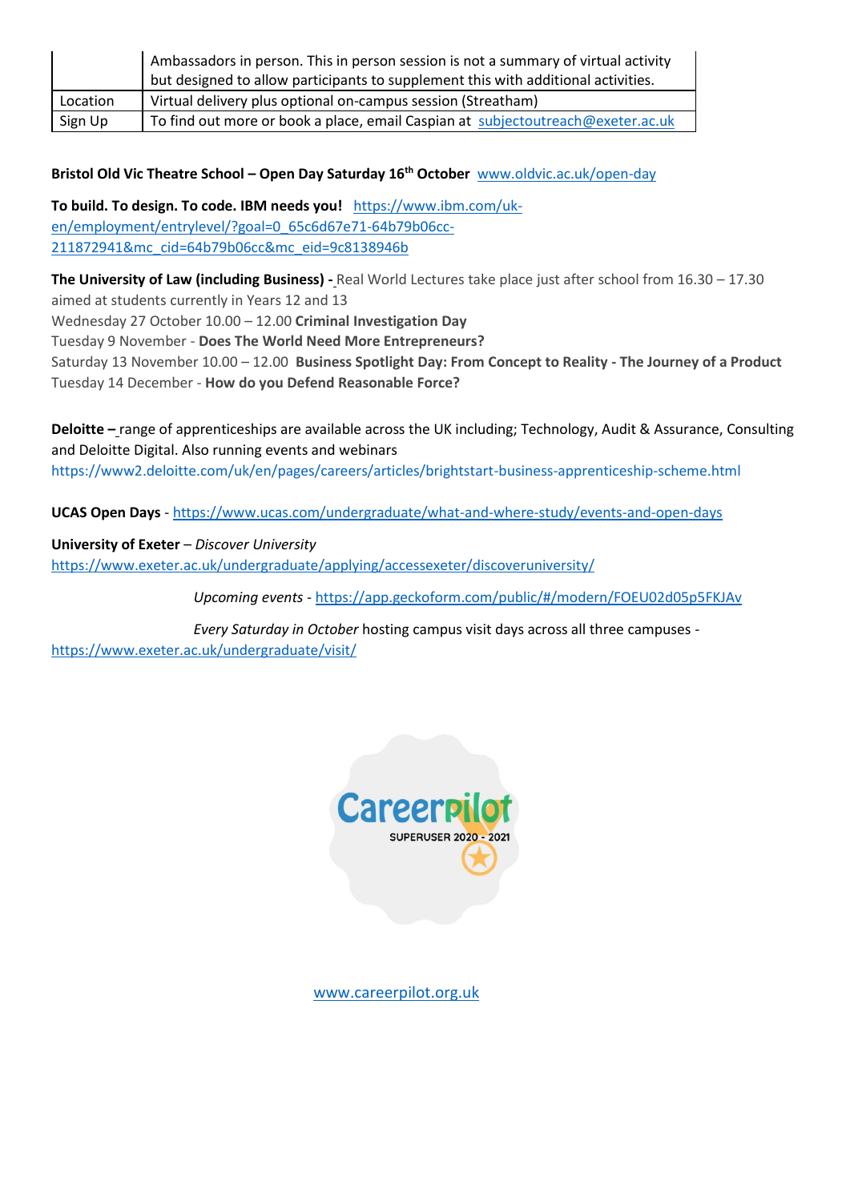| | |
|---|---|
| | Ambassadors in person. This in person session is not a summary of virtual activity but designed to allow participants to supplement this with additional activities. |
| Location | Virtual delivery plus optional on-campus session (Streatham) |
| Sign Up | To find out more or book a place, email Caspian at subjectoutreach@exeter.ac.uk |

**Bristol Old Vic Theatre School – Open Day Saturday 16th October** www.oldvic.ac.uk/open-day

**To build. To design. To code. IBM needs you!** https://www.ibm.com/uk-en/employment/entrylevel/?goal=0_65c6d67e71-64b79b06cc-211872941&mc_cid=64b79b06cc&mc_eid=9c8138946b

**The University of Law (including Business) -** Real World Lectures take place just after school from 16.30 – 17.30 aimed at students currently in Years 12 and 13
Wednesday 27 October 10.00 – 12.00 **Criminal Investigation Day**
Tuesday 9 November - **Does The World Need More Entrepreneurs?**
Saturday 13 November 10.00 – 12.00 **Business Spotlight Day: From Concept to Reality - The Journey of a Product**
Tuesday 14 December - **How do you Defend Reasonable Force?**

**Deloitte –** range of apprenticeships are available across the UK including; Technology, Audit & Assurance, Consulting and Deloitte Digital. Also running events and webinars
https://www2.deloitte.com/uk/en/pages/careers/articles/brightstart-business-apprenticeship-scheme.html

**UCAS Open Days** - https://www.ucas.com/undergraduate/what-and-where-study/events-and-open-days

**University of Exeter** – *Discover University*
https://www.exeter.ac.uk/undergraduate/applying/accessexeter/discoveruniversity/

*Upcoming events* - https://app.geckoform.com/public/#/modern/FOEU02d05p5FKJAv

*Every Saturday in October* hosting campus visit days across all three campuses - https://www.exeter.ac.uk/undergraduate/visit/

Careerpilot SUPERUSER 2020 - 2021

www.careerpilot.org.uk